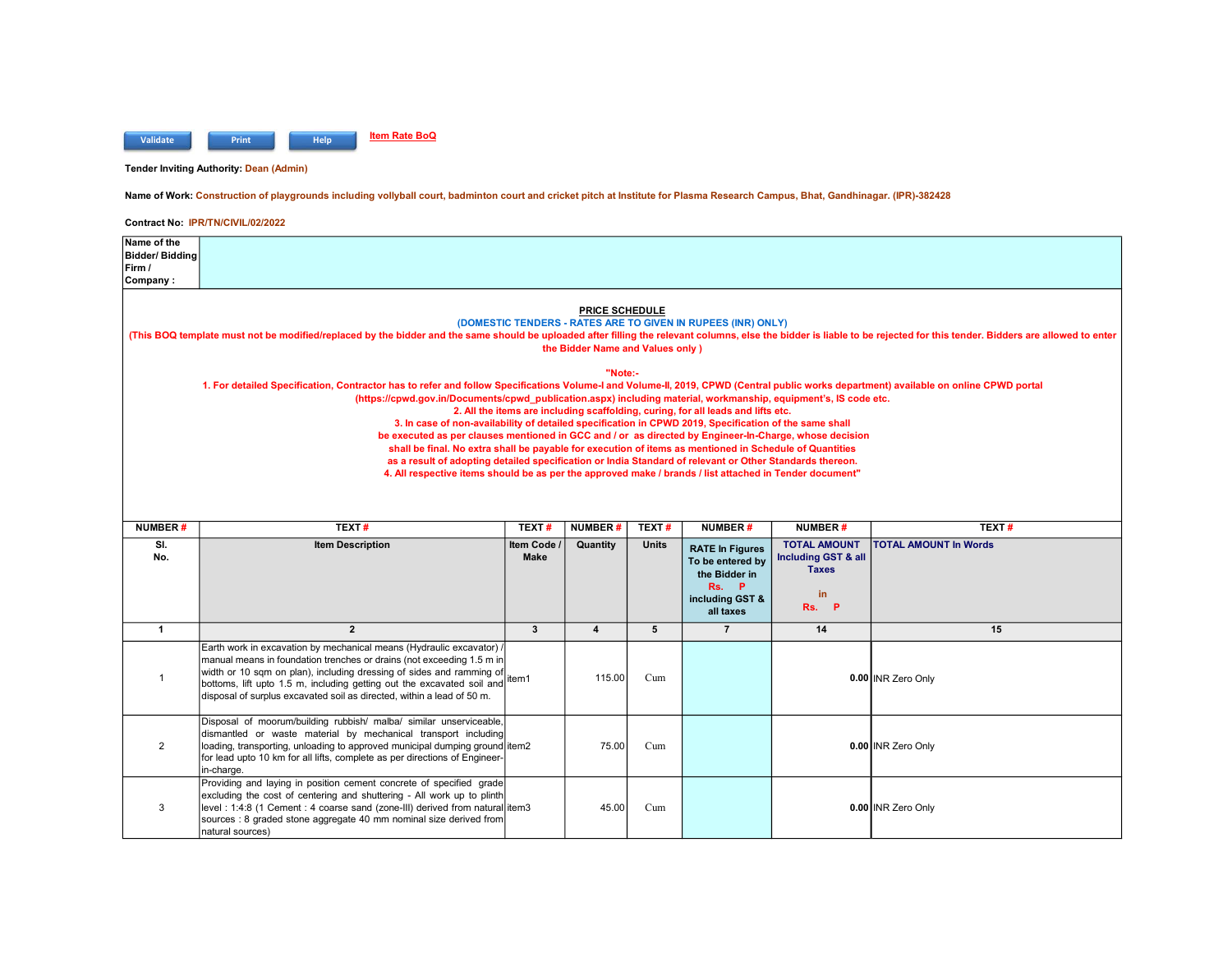Validate | Print | Help | Item Rate BoQ

**Tender Inviting Authority:** Dean (Admin)

**Name of Work:** Construction of playgrounds including vollyball court, badminton court and cricket pitch at Institute for Plasma Research Campus, Bhat, Gandhinagar. (IPR)-382428

**Contract No:** IPR/TN/CIVIL/02/2022

| Name of the Bidder/ Bidding Firm / Company : | |
|---|---|

**PRICE SCHEDULE**

(DOMESTIC TENDERS - RATES ARE TO GIVEN IN RUPEES (INR) ONLY)

(This BOQ template must not be modified/replaced by the bidder and the same should be uploaded after filling the relevant columns, else the bidder is liable to be rejected for this tender. Bidders are allowed to enter the Bidder Name and Values only )

"Note:-

1. For detailed Specification, Contractor has to refer and follow Specifications Volume-I and Volume-II, 2019, CPWD (Central public works department) available on online CPWD portal (https://cpwd.gov.in/Documents/cpwd_publication.aspx) including material, workmanship, equipment's, IS code etc.
2. All the items are including scaffolding, curing, for all leads and lifts etc.
3. In case of non-availability of detailed specification in CPWD 2019, Specification of the same shall be executed as per clauses mentioned in GCC and / or as directed by Engineer-In-Charge, whose decision shall be final. No extra shall be payable for execution of items as mentioned in Schedule of Quantities as a result of adopting detailed specification or India Standard of relevant or Other Standards thereon.
4. All respective items should be as per the approved make / brands / list attached in Tender document"

| NUMBER # | TEXT # | TEXT # | NUMBER # | TEXT # | NUMBER # | NUMBER # | TEXT # |
|---|---|---|---|---|---|---|---|
| Sl. No. | Item Description | Item Code / Make | Quantity | Units | RATE In Figures To be entered by the Bidder in Rs. P including GST & all taxes | TOTAL AMOUNT Including GST & all Taxes in Rs. P | TOTAL AMOUNT In Words |
| 1 | 2 | 3 | 4 | 5 | 7 | 14 | 15 |
| 1 | Earth work in excavation by mechanical means (Hydraulic excavator) / manual means in foundation trenches or drains (not exceeding 1.5 m in width or 10 sqm on plan), including dressing of sides and ramming of bottoms, lift upto 1.5 m, including getting out the excavated soil and disposal of surplus excavated soil as directed, within a lead of 50 m. | item1 | 115.00 | Cum | | 0.00 | INR Zero Only |
| 2 | Disposal of moorum/building rubbish/ malba/ similar unserviceable, dismantled or waste material by mechanical transport including loading, transporting, unloading to approved municipal dumping ground for lead upto 10 km for all lifts, complete as per directions of Engineer-in-charge. | item2 | 75.00 | Cum | | 0.00 | INR Zero Only |
| 3 | Providing and laying in position cement concrete of specified grade excluding the cost of centering and shuttering - All work up to plinth level : 1:4:8 (1 Cement : 4 coarse sand (zone-III) derived from natural sources : 8 graded stone aggregate 40 mm nominal size derived from natural sources) | item3 | 45.00 | Cum | | 0.00 | INR Zero Only |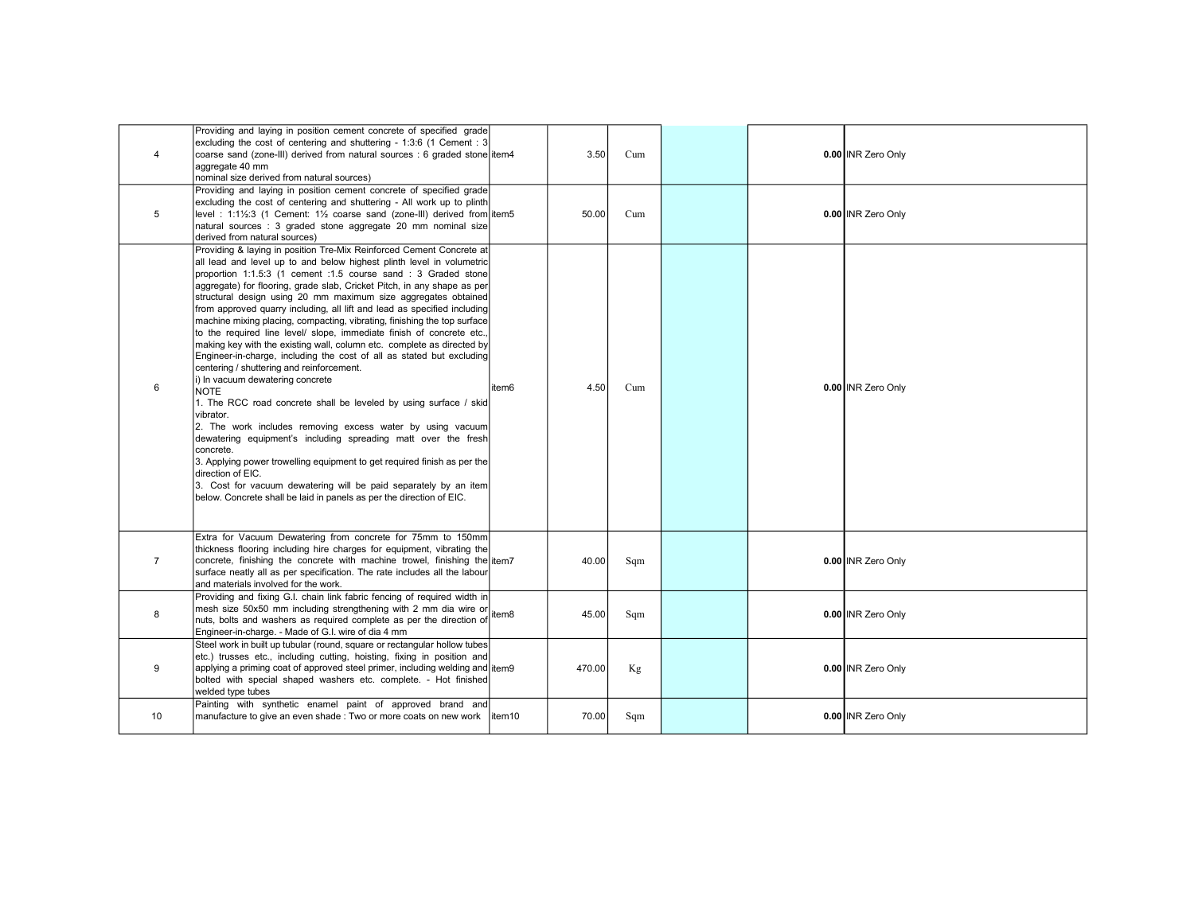| 4 | Providing and laying in position cement concrete of specified grade excluding the cost of centering and shuttering - 1:3:6 (1 Cement : 3 coarse sand (zone-III) derived from natural sources : 6 graded stone aggregate 40 mm nominal size derived from natural sources) | item4 | 3.50 | Cum | | 0.00 | INR Zero Only |
|---|---|---|---|---|---|---|---|
| 5 | Providing and laying in position cement concrete of specified grade excluding the cost of centering and shuttering - All work up to plinth level : 1:1½:3 (1 Cement: 1½ coarse sand (zone-III) derived from natural sources : 3 graded stone aggregate 20 mm nominal size derived from natural sources) | item5 | 50.00 | Cum | | **0.00** | INR Zero Only |
| 6 | Providing & laying in position Tre-Mix Reinforced Cement Concrete at all lead and level up to and below highest plinth level in volumetric proportion 1:1.5:3 (1 cement :1.5 course sand : 3 Graded stone aggregate) for flooring, grade slab, Cricket Pitch, in any shape as per structural design using 20 mm maximum size aggregates obtained from approved quarry including, all lift and lead as specified including machine mixing placing, compacting, vibrating, finishing the top surface to the required line level/ slope, immediate finish of concrete etc., making key with the existing wall, column etc. complete as directed by Engineer-in-charge, including the cost of all as stated but excluding centering / shuttering and reinforcement.<br>i) In vacuum dewatering concrete<br>NOTE<br>1. The RCC road concrete shall be leveled by using surface / skid vibrator.<br>2. The work includes removing excess water by using vacuum dewatering equipment's including spreading matt over the fresh concrete.<br>3. Applying power trowelling equipment to get required finish as per the direction of EIC.<br>3. Cost for vacuum dewatering will be paid separately by an item below. Concrete shall be laid in panels as per the direction of EIC. | item6 | 4.50 | Cum | | **0.00** | INR Zero Only |
| 7 | Extra for Vacuum Dewatering from concrete for 75mm to 150mm thickness flooring including hire charges for equipment, vibrating the concrete, finishing the concrete with machine trowel, finishing the surface neatly all as per specification. The rate includes all the labour and materials involved for the work. | item7 | 40.00 | Sqm | | **0.00** | INR Zero Only |
| 8 | Providing and fixing G.I. chain link fabric fencing of required width in mesh size 50x50 mm including strengthening with 2 mm dia wire or nuts, bolts and washers as required complete as per the direction of Engineer-in-charge. - Made of G.I. wire of dia 4 mm | item8 | 45.00 | Sqm | | **0.00** | INR Zero Only |
| 9 | Steel work in built up tubular (round, square or rectangular hollow tubes etc.) trusses etc., including cutting, hoisting, fixing in position and applying a priming coat of approved steel primer, including welding and bolted with special shaped washers etc. complete. - Hot finished welded type tubes | item9 | 470.00 | Kg | | **0.00** | INR Zero Only |
| 10 | Painting with synthetic enamel paint of approved brand and manufacture to give an even shade : Two or more coats on new work | item10 | 70.00 | Sqm | | **0.00** | INR Zero Only |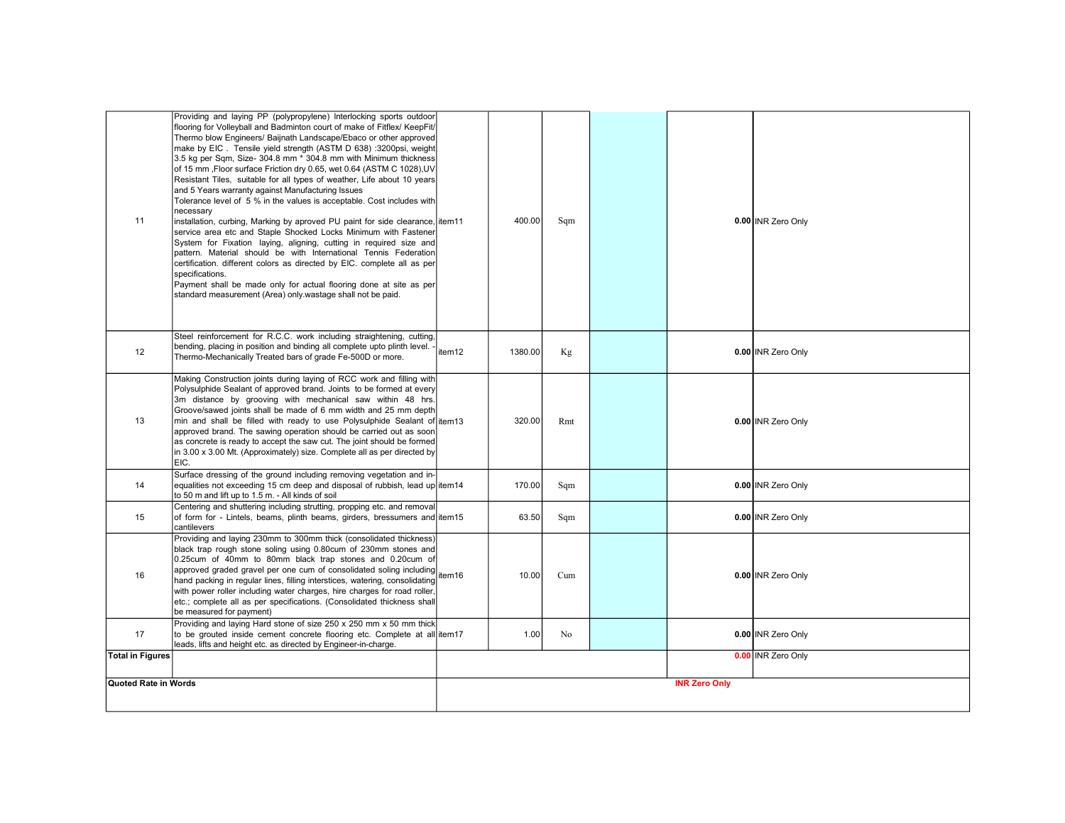| | | | | | | | |
|---|---|---|---|---|---|---|---|
| 11 | Providing and laying PP (polypropylene) Interlocking sports outdoor flooring for Volleyball and Badminton court of make of Fitflex/ KeepFit/ Thermo blow Engineers/ Baijnath Landscape/Ebaco or other approved make by EIC . Tensile yield strength (ASTM D 638) :3200psi, weight 3.5 kg per Sqm, Size- 304.8 mm * 304.8 mm with Minimum thickness of 15 mm ,Floor surface Friction dry 0.65, wet 0.64 (ASTM C 1028),UV Resistant Tiles, suitable for all types of weather, Life about 10 years and 5 Years warranty against Manufacturing Issues<br>Tolerance level of 5 % in the values is acceptable. Cost includes with necessary<br>installation, curbing, Marking by aproved PU paint for side clearance, service area etc and Staple Shocked Locks Minimum with Fastener System for Fixation laying, aligning, cutting in required size and pattern. Material should be with International Tennis Federation certification. different colors as directed by EIC. complete all as per specifications.<br>Payment shall be made only for actual flooring done at site as per standard measurement (Area) only.wastage shall not be paid. | item11 | 400.00 | Sqm | | **0.00** | INR Zero Only |
| 12 | Steel reinforcement for R.C.C. work including straightening, cutting, bending, placing in position and binding all complete upto plinth level. - Thermo-Mechanically Treated bars of grade Fe-500D or more. | item12 | 1380.00 | Kg | | **0.00** | INR Zero Only |
| 13 | Making Construction joints during laying of RCC work and filling with Polysulphide Sealant of approved brand. Joints to be formed at every 3m distance by grooving with mechanical saw within 48 hrs. Groove/sawed joints shall be made of 6 mm width and 25 mm depth min and shall be filled with ready to use Polysulphide Sealant of approved brand. The sawing operation should be carried out as soon as concrete is ready to accept the saw cut. The joint should be formed in 3.00 x 3.00 Mt. (Approximately) size. Complete all as per directed by EIC. | item13 | 320.00 | Rmt | | **0.00** | INR Zero Only |
| 14 | Surface dressing of the ground including removing vegetation and in-equalities not exceeding 15 cm deep and disposal of rubbish, lead up to 50 m and lift up to 1.5 m. - All kinds of soil | item14 | 170.00 | Sqm | | **0.00** | INR Zero Only |
| 15 | Centering and shuttering including strutting, propping etc. and removal of form for - Lintels, beams, plinth beams, girders, bressumers and cantilevers | item15 | 63.50 | Sqm | | **0.00** | INR Zero Only |
| 16 | Providing and laying 230mm to 300mm thick (consolidated thickness) black trap rough stone soling using 0.80cum of 230mm stones and 0.25cum of 40mm to 80mm black trap stones and 0.20cum of approved graded gravel per one cum of consolidated soling including hand packing in regular lines, filling interstices, watering, consolidating with power roller including water charges, hire charges for road roller, etc.; complete all as per specifications. (Consolidated thickness shall be measured for payment) | item16 | 10.00 | Cum | | **0.00** | INR Zero Only |
| 17 | Providing and laying Hard stone of size 250 x 250 mm x 50 mm thick to be grouted inside cement concrete flooring etc. Complete at all leads, lifts and height etc. as directed by Engineer-in-charge. | item17 | 1.00 | No | | **0.00** | INR Zero Only |
| **Total in Figures** | | | | | | **0.00** | INR Zero Only |
| **Quoted Rate in Words** | | | | | | **INR Zero Only** | |